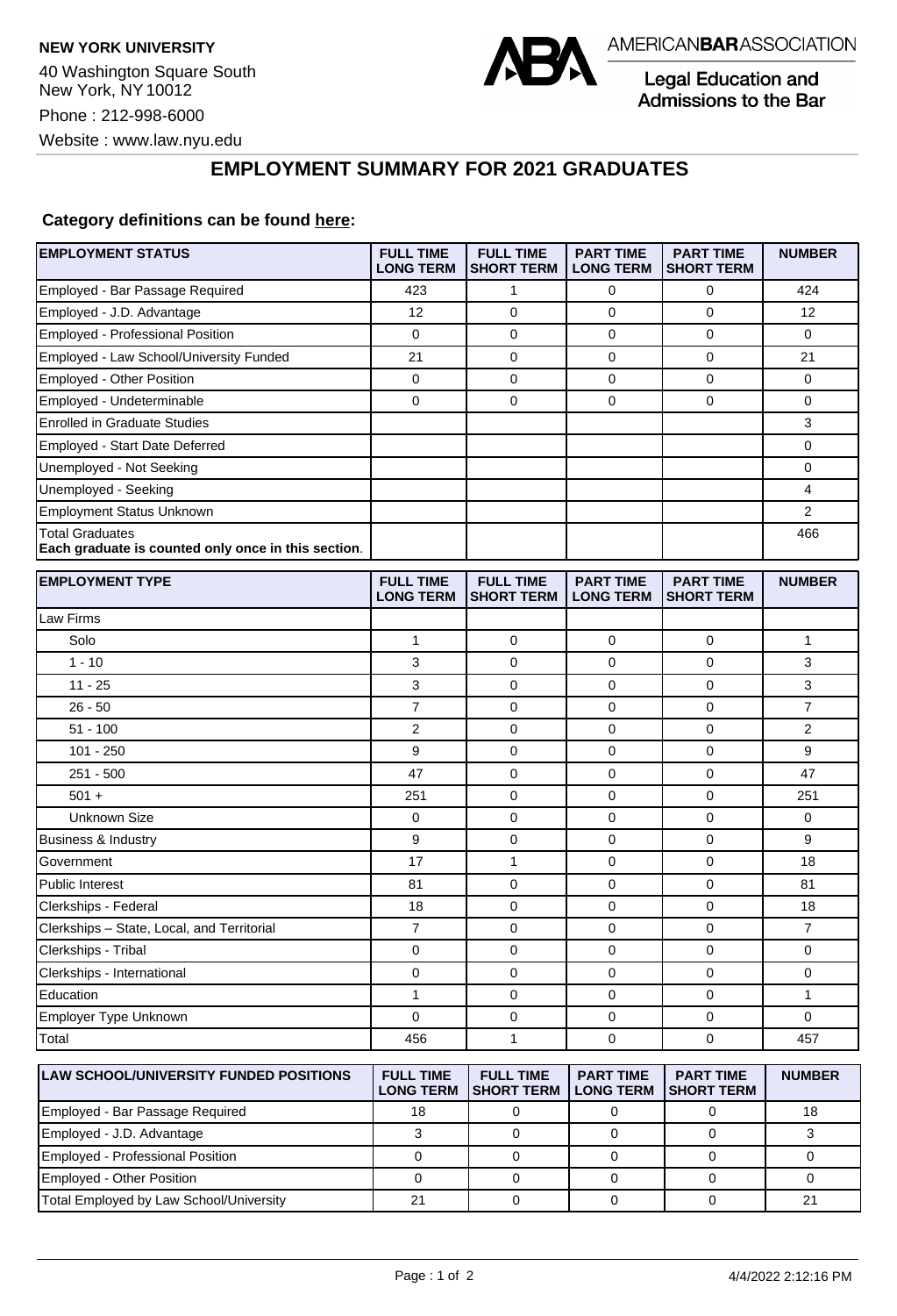**NEW YORK UNIVERSITY**

40 Washington Square South
New York, NY 10012

Phone : 212-998-6000

Website : www.law.nyu.edu

AMERICAN**BAR**ASSOCIATION

Legal Education and Admissions to the Bar

## EMPLOYMENT SUMMARY FOR 2021 GRADUATES

**Category definitions can be found here:**

| EMPLOYMENT STATUS | FULL TIME LONG TERM | FULL TIME SHORT TERM | PART TIME LONG TERM | PART TIME SHORT TERM | NUMBER |
|---|---|---|---|---|---|
| Employed - Bar Passage Required | 423 | 1 | 0 | 0 | 424 |
| Employed - J.D. Advantage | 12 | 0 | 0 | 0 | 12 |
| Employed - Professional Position | 0 | 0 | 0 | 0 | 0 |
| Employed - Law School/University Funded | 21 | 0 | 0 | 0 | 21 |
| Employed - Other Position | 0 | 0 | 0 | 0 | 0 |
| Employed - Undeterminable | 0 | 0 | 0 | 0 | 0 |
| Enrolled in Graduate Studies | | | | | 3 |
| Employed - Start Date Deferred | | | | | 0 |
| Unemployed - Not Seeking | | | | | 0 |
| Unemployed - Seeking | | | | | 4 |
| Employment Status Unknown | | | | | 2 |
| Total Graduates<br>**Each graduate is counted only once in this section**. | | | | | 466 |

| EMPLOYMENT TYPE | FULL TIME LONG TERM | FULL TIME SHORT TERM | PART TIME LONG TERM | PART TIME SHORT TERM | NUMBER |
|---|---|---|---|---|---|
| Law Firms | | | | | |
| Solo | 1 | 0 | 0 | 0 | 1 |
| 1 - 10 | 3 | 0 | 0 | 0 | 3 |
| 11 - 25 | 3 | 0 | 0 | 0 | 3 |
| 26 - 50 | 7 | 0 | 0 | 0 | 7 |
| 51 - 100 | 2 | 0 | 0 | 0 | 2 |
| 101 - 250 | 9 | 0 | 0 | 0 | 9 |
| 251 - 500 | 47 | 0 | 0 | 0 | 47 |
| 501 + | 251 | 0 | 0 | 0 | 251 |
| Unknown Size | 0 | 0 | 0 | 0 | 0 |
| Business & Industry | 9 | 0 | 0 | 0 | 9 |
| Government | 17 | 1 | 0 | 0 | 18 |
| Public Interest | 81 | 0 | 0 | 0 | 81 |
| Clerkships - Federal | 18 | 0 | 0 | 0 | 18 |
| Clerkships – State, Local, and Territorial | 7 | 0 | 0 | 0 | 7 |
| Clerkships - Tribal | 0 | 0 | 0 | 0 | 0 |
| Clerkships - International | 0 | 0 | 0 | 0 | 0 |
| Education | 1 | 0 | 0 | 0 | 1 |
| Employer Type Unknown | 0 | 0 | 0 | 0 | 0 |
| Total | 456 | 1 | 0 | 0 | 457 |

| LAW SCHOOL/UNIVERSITY FUNDED POSITIONS | FULL TIME LONG TERM | FULL TIME SHORT TERM | PART TIME LONG TERM | PART TIME SHORT TERM | NUMBER |
|---|---|---|---|---|---|
| Employed - Bar Passage Required | 18 | 0 | 0 | 0 | 18 |
| Employed - J.D. Advantage | 3 | 0 | 0 | 0 | 3 |
| Employed - Professional Position | 0 | 0 | 0 | 0 | 0 |
| Employed - Other Position | 0 | 0 | 0 | 0 | 0 |
| Total Employed by Law School/University | 21 | 0 | 0 | 0 | 21 |

4/4/2022 2:12:16 PM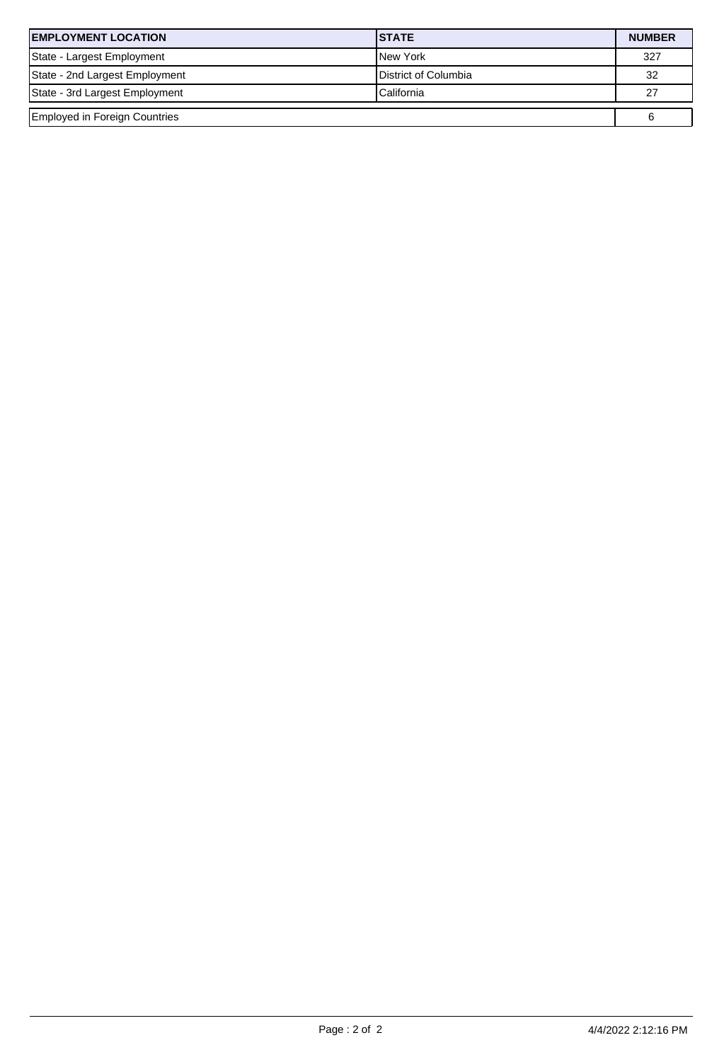| EMPLOYMENT LOCATION | STATE | NUMBER |
|---|---|---|
| State - Largest Employment | New York | 327 |
| State - 2nd Largest Employment | District of Columbia | 32 |
| State - 3rd Largest Employment | California | 27 |
| Employed in Foreign Countries | | 6 |

4/4/2022 2:12:16 PM